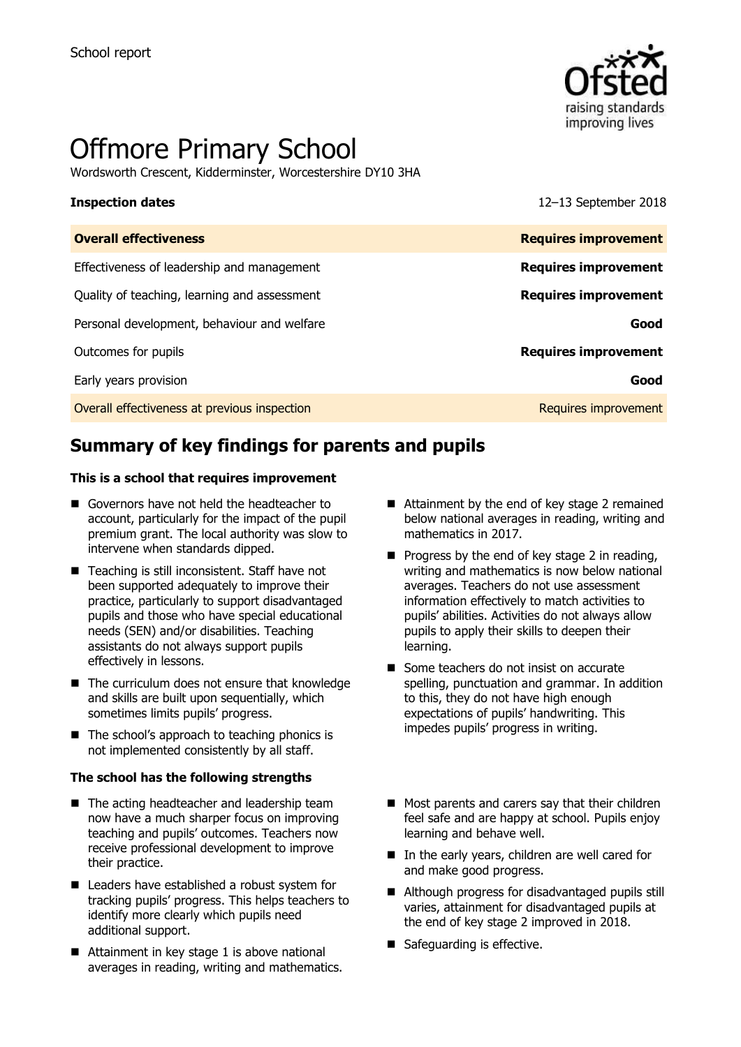School report

# Offmore Primary School

Wordsworth Crescent, Kidderminster, Worcestershire DY10 3HA

| **Inspection dates** | 12–13 September 2018 |
| --- | --- |
| **Overall effectiveness** | **Requires improvement** |
| Effectiveness of leadership and management | **Requires improvement** |
| Quality of teaching, learning and assessment | **Requires improvement** |
| Personal development, behaviour and welfare | **Good** |
| Outcomes for pupils | **Requires improvement** |
| Early years provision | **Good** |
| Overall effectiveness at previous inspection | Requires improvement |

## Summary of key findings for parents and pupils

### This is a school that requires improvement

- Governors have not held the headteacher to account, particularly for the impact of the pupil premium grant. The local authority was slow to intervene when standards dipped.
- Teaching is still inconsistent. Staff have not been supported adequately to improve their practice, particularly to support disadvantaged pupils and those who have special educational needs (SEN) and/or disabilities. Teaching assistants do not always support pupils effectively in lessons.
- The curriculum does not ensure that knowledge and skills are built upon sequentially, which sometimes limits pupils' progress.
- The school's approach to teaching phonics is not implemented consistently by all staff.
- Attainment by the end of key stage 2 remained below national averages in reading, writing and mathematics in 2017.
- Progress by the end of key stage 2 in reading, writing and mathematics is now below national averages. Teachers do not use assessment information effectively to match activities to pupils' abilities. Activities do not always allow pupils to apply their skills to deepen their learning.
- Some teachers do not insist on accurate spelling, punctuation and grammar. In addition to this, they do not have high enough expectations of pupils' handwriting. This impedes pupils' progress in writing.

### The school has the following strengths

- The acting headteacher and leadership team now have a much sharper focus on improving teaching and pupils' outcomes. Teachers now receive professional development to improve their practice.
- Leaders have established a robust system for tracking pupils' progress. This helps teachers to identify more clearly which pupils need additional support.
- Attainment in key stage 1 is above national averages in reading, writing and mathematics.
- Most parents and carers say that their children feel safe and are happy at school. Pupils enjoy learning and behave well.
- In the early years, children are well cared for and make good progress.
- Although progress for disadvantaged pupils still varies, attainment for disadvantaged pupils at the end of key stage 2 improved in 2018.
- Safeguarding is effective.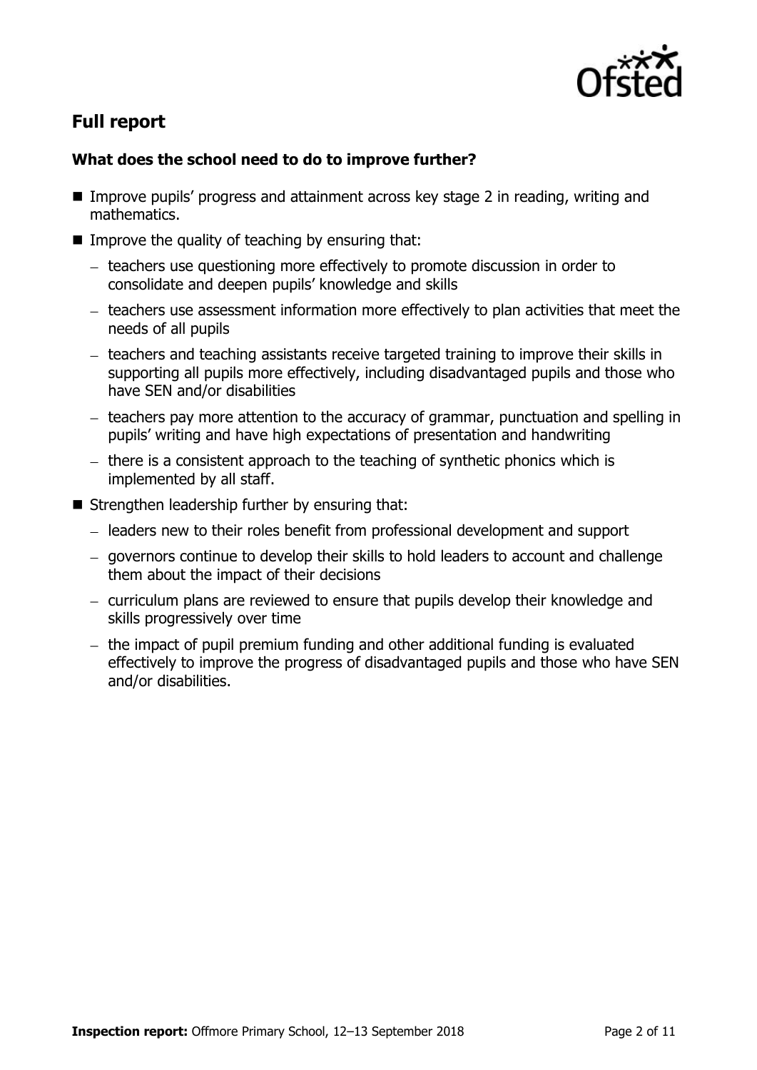## Full report

### What does the school need to do to improve further?

- Improve pupils' progress and attainment across key stage 2 in reading, writing and mathematics.
- Improve the quality of teaching by ensuring that:
  - teachers use questioning more effectively to promote discussion in order to consolidate and deepen pupils' knowledge and skills
  - teachers use assessment information more effectively to plan activities that meet the needs of all pupils
  - teachers and teaching assistants receive targeted training to improve their skills in supporting all pupils more effectively, including disadvantaged pupils and those who have SEN and/or disabilities
  - teachers pay more attention to the accuracy of grammar, punctuation and spelling in pupils' writing and have high expectations of presentation and handwriting
  - there is a consistent approach to the teaching of synthetic phonics which is implemented by all staff.
- Strengthen leadership further by ensuring that:
  - leaders new to their roles benefit from professional development and support
  - governors continue to develop their skills to hold leaders to account and challenge them about the impact of their decisions
  - curriculum plans are reviewed to ensure that pupils develop their knowledge and skills progressively over time
  - the impact of pupil premium funding and other additional funding is evaluated effectively to improve the progress of disadvantaged pupils and those who have SEN and/or disabilities.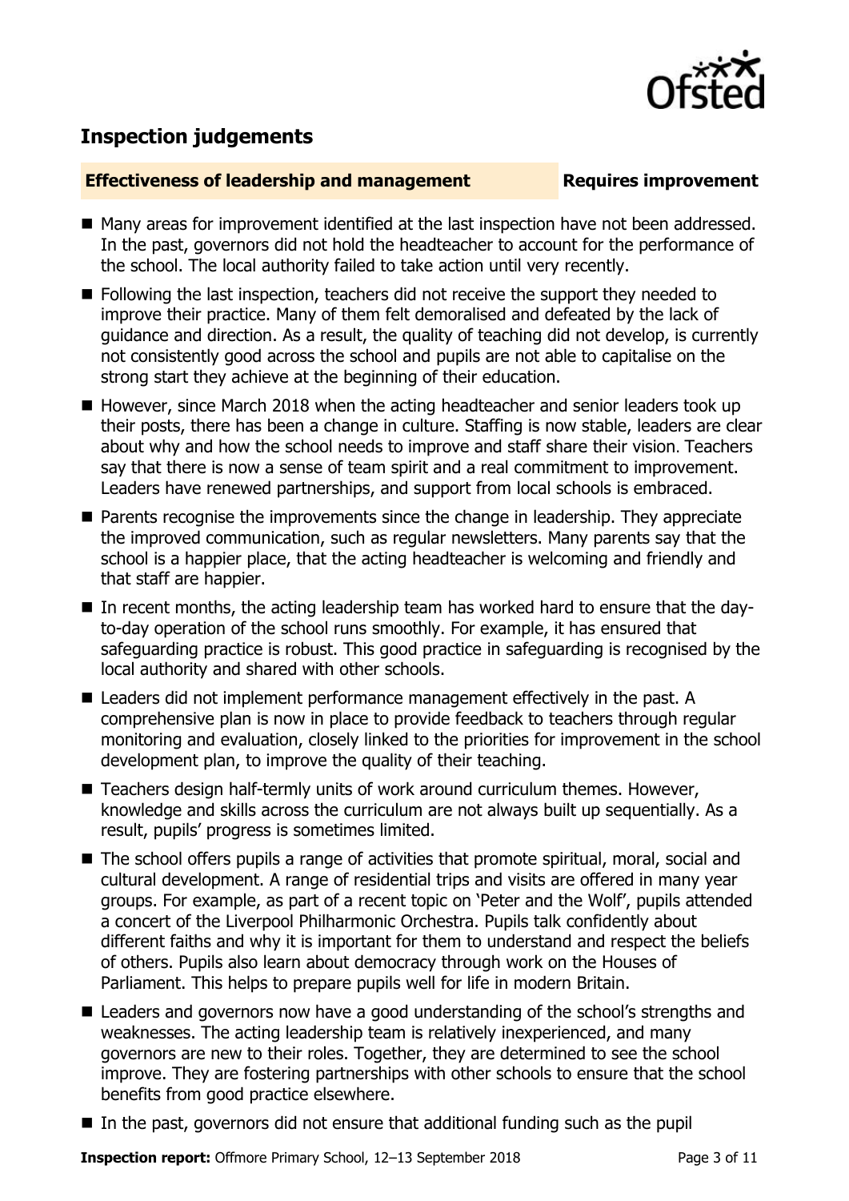## Inspection judgements

**Effectiveness of leadership and management** **Requires improvement**

- Many areas for improvement identified at the last inspection have not been addressed. In the past, governors did not hold the headteacher to account for the performance of the school. The local authority failed to take action until very recently.
- Following the last inspection, teachers did not receive the support they needed to improve their practice. Many of them felt demoralised and defeated by the lack of guidance and direction. As a result, the quality of teaching did not develop, is currently not consistently good across the school and pupils are not able to capitalise on the strong start they achieve at the beginning of their education.
- However, since March 2018 when the acting headteacher and senior leaders took up their posts, there has been a change in culture. Staffing is now stable, leaders are clear about why and how the school needs to improve and staff share their vision. Teachers say that there is now a sense of team spirit and a real commitment to improvement. Leaders have renewed partnerships, and support from local schools is embraced.
- Parents recognise the improvements since the change in leadership. They appreciate the improved communication, such as regular newsletters. Many parents say that the school is a happier place, that the acting headteacher is welcoming and friendly and that staff are happier.
- In recent months, the acting leadership team has worked hard to ensure that the day-to-day operation of the school runs smoothly. For example, it has ensured that safeguarding practice is robust. This good practice in safeguarding is recognised by the local authority and shared with other schools.
- Leaders did not implement performance management effectively in the past. A comprehensive plan is now in place to provide feedback to teachers through regular monitoring and evaluation, closely linked to the priorities for improvement in the school development plan, to improve the quality of their teaching.
- Teachers design half-termly units of work around curriculum themes. However, knowledge and skills across the curriculum are not always built up sequentially. As a result, pupils' progress is sometimes limited.
- The school offers pupils a range of activities that promote spiritual, moral, social and cultural development. A range of residential trips and visits are offered in many year groups. For example, as part of a recent topic on 'Peter and the Wolf', pupils attended a concert of the Liverpool Philharmonic Orchestra. Pupils talk confidently about different faiths and why it is important for them to understand and respect the beliefs of others. Pupils also learn about democracy through work on the Houses of Parliament. This helps to prepare pupils well for life in modern Britain.
- Leaders and governors now have a good understanding of the school's strengths and weaknesses. The acting leadership team is relatively inexperienced, and many governors are new to their roles. Together, they are determined to see the school improve. They are fostering partnerships with other schools to ensure that the school benefits from good practice elsewhere.
- In the past, governors did not ensure that additional funding such as the pupil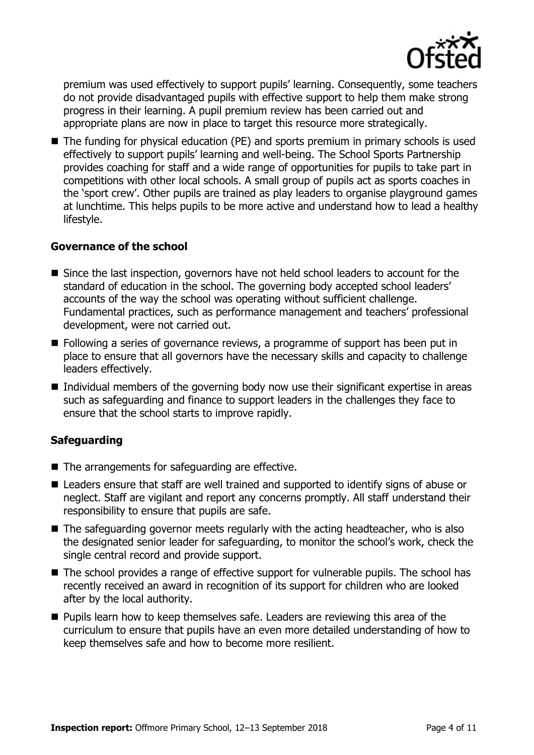premium was used effectively to support pupils' learning. Consequently, some teachers do not provide disadvantaged pupils with effective support to help them make strong progress in their learning. A pupil premium review has been carried out and appropriate plans are now in place to target this resource more strategically.

- The funding for physical education (PE) and sports premium in primary schools is used effectively to support pupils' learning and well-being. The School Sports Partnership provides coaching for staff and a wide range of opportunities for pupils to take part in competitions with other local schools. A small group of pupils act as sports coaches in the 'sport crew'. Other pupils are trained as play leaders to organise playground games at lunchtime. This helps pupils to be more active and understand how to lead a healthy lifestyle.

### Governance of the school

- Since the last inspection, governors have not held school leaders to account for the standard of education in the school. The governing body accepted school leaders' accounts of the way the school was operating without sufficient challenge. Fundamental practices, such as performance management and teachers' professional development, were not carried out.
- Following a series of governance reviews, a programme of support has been put in place to ensure that all governors have the necessary skills and capacity to challenge leaders effectively.
- Individual members of the governing body now use their significant expertise in areas such as safeguarding and finance to support leaders in the challenges they face to ensure that the school starts to improve rapidly.

### Safeguarding

- The arrangements for safeguarding are effective.
- Leaders ensure that staff are well trained and supported to identify signs of abuse or neglect. Staff are vigilant and report any concerns promptly. All staff understand their responsibility to ensure that pupils are safe.
- The safeguarding governor meets regularly with the acting headteacher, who is also the designated senior leader for safeguarding, to monitor the school's work, check the single central record and provide support.
- The school provides a range of effective support for vulnerable pupils. The school has recently received an award in recognition of its support for children who are looked after by the local authority.
- Pupils learn how to keep themselves safe. Leaders are reviewing this area of the curriculum to ensure that pupils have an even more detailed understanding of how to keep themselves safe and how to become more resilient.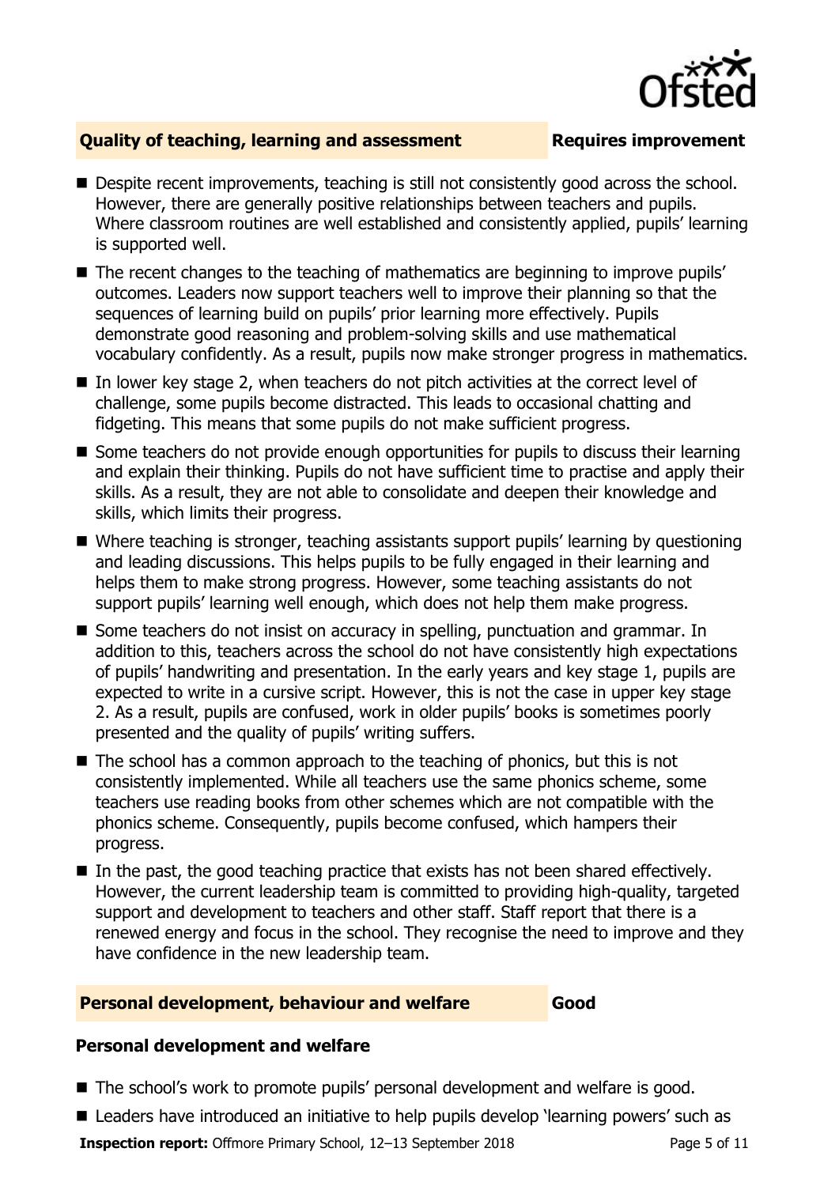## Quality of teaching, learning and assessment — Requires improvement

- Despite recent improvements, teaching is still not consistently good across the school. However, there are generally positive relationships between teachers and pupils. Where classroom routines are well established and consistently applied, pupils' learning is supported well.
- The recent changes to the teaching of mathematics are beginning to improve pupils' outcomes. Leaders now support teachers well to improve their planning so that the sequences of learning build on pupils' prior learning more effectively. Pupils demonstrate good reasoning and problem-solving skills and use mathematical vocabulary confidently. As a result, pupils now make stronger progress in mathematics.
- In lower key stage 2, when teachers do not pitch activities at the correct level of challenge, some pupils become distracted. This leads to occasional chatting and fidgeting. This means that some pupils do not make sufficient progress.
- Some teachers do not provide enough opportunities for pupils to discuss their learning and explain their thinking. Pupils do not have sufficient time to practise and apply their skills. As a result, they are not able to consolidate and deepen their knowledge and skills, which limits their progress.
- Where teaching is stronger, teaching assistants support pupils' learning by questioning and leading discussions. This helps pupils to be fully engaged in their learning and helps them to make strong progress. However, some teaching assistants do not support pupils' learning well enough, which does not help them make progress.
- Some teachers do not insist on accuracy in spelling, punctuation and grammar. In addition to this, teachers across the school do not have consistently high expectations of pupils' handwriting and presentation. In the early years and key stage 1, pupils are expected to write in a cursive script. However, this is not the case in upper key stage 2. As a result, pupils are confused, work in older pupils' books is sometimes poorly presented and the quality of pupils' writing suffers.
- The school has a common approach to the teaching of phonics, but this is not consistently implemented. While all teachers use the same phonics scheme, some teachers use reading books from other schemes which are not compatible with the phonics scheme. Consequently, pupils become confused, which hampers their progress.
- In the past, the good teaching practice that exists has not been shared effectively. However, the current leadership team is committed to providing high-quality, targeted support and development to teachers and other staff. Staff report that there is a renewed energy and focus in the school. They recognise the need to improve and they have confidence in the new leadership team.

## Personal development, behaviour and welfare — Good

### Personal development and welfare

- The school's work to promote pupils' personal development and welfare is good.
- Leaders have introduced an initiative to help pupils develop 'learning powers' such as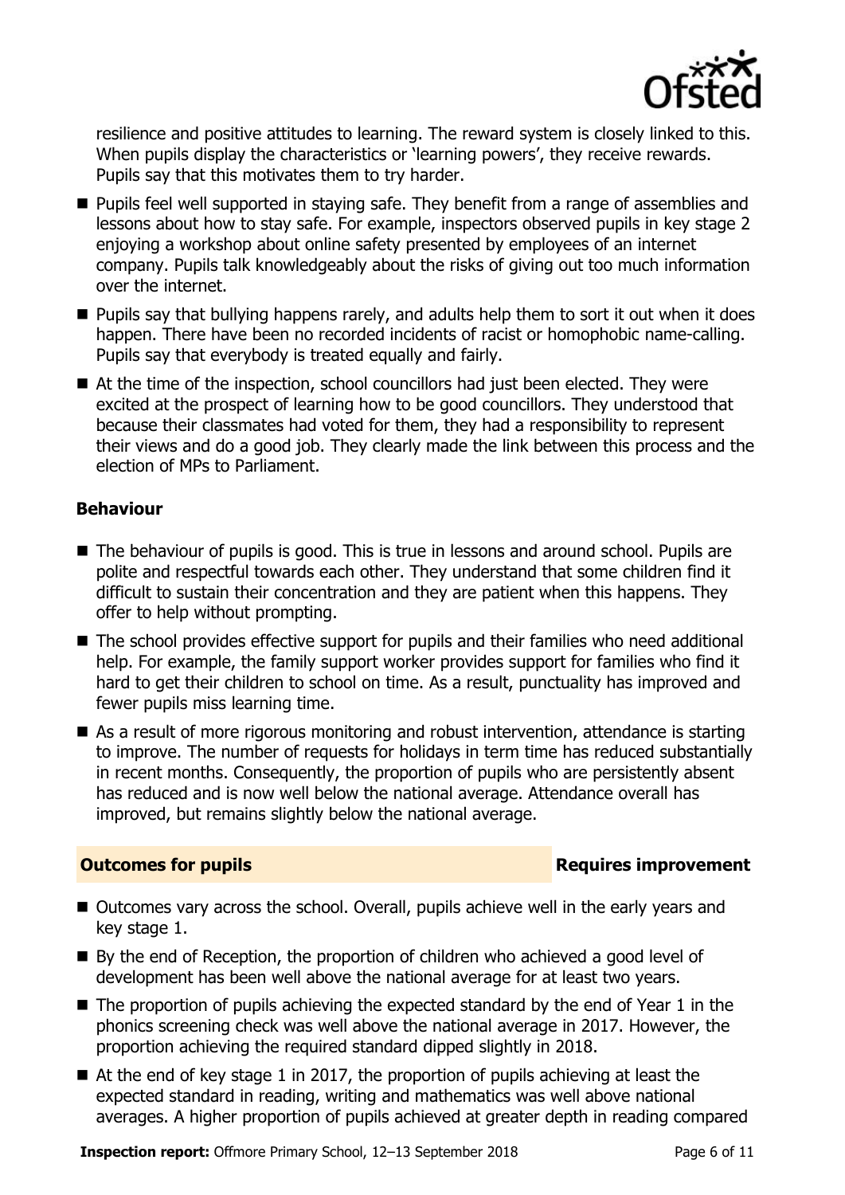resilience and positive attitudes to learning. The reward system is closely linked to this. When pupils display the characteristics or 'learning powers', they receive rewards. Pupils say that this motivates them to try harder.

- Pupils feel well supported in staying safe. They benefit from a range of assemblies and lessons about how to stay safe. For example, inspectors observed pupils in key stage 2 enjoying a workshop about online safety presented by employees of an internet company. Pupils talk knowledgeably about the risks of giving out too much information over the internet.
- Pupils say that bullying happens rarely, and adults help them to sort it out when it does happen. There have been no recorded incidents of racist or homophobic name-calling. Pupils say that everybody is treated equally and fairly.
- At the time of the inspection, school councillors had just been elected. They were excited at the prospect of learning how to be good councillors. They understood that because their classmates had voted for them, they had a responsibility to represent their views and do a good job. They clearly made the link between this process and the election of MPs to Parliament.

### Behaviour

- The behaviour of pupils is good. This is true in lessons and around school. Pupils are polite and respectful towards each other. They understand that some children find it difficult to sustain their concentration and they are patient when this happens. They offer to help without prompting.
- The school provides effective support for pupils and their families who need additional help. For example, the family support worker provides support for families who find it hard to get their children to school on time. As a result, punctuality has improved and fewer pupils miss learning time.
- As a result of more rigorous monitoring and robust intervention, attendance is starting to improve. The number of requests for holidays in term time has reduced substantially in recent months. Consequently, the proportion of pupils who are persistently absent has reduced and is now well below the national average. Attendance overall has improved, but remains slightly below the national average.

## Outcomes for pupils — Requires improvement

- Outcomes vary across the school. Overall, pupils achieve well in the early years and key stage 1.
- By the end of Reception, the proportion of children who achieved a good level of development has been well above the national average for at least two years.
- The proportion of pupils achieving the expected standard by the end of Year 1 in the phonics screening check was well above the national average in 2017. However, the proportion achieving the required standard dipped slightly in 2018.
- At the end of key stage 1 in 2017, the proportion of pupils achieving at least the expected standard in reading, writing and mathematics was well above national averages. A higher proportion of pupils achieved at greater depth in reading compared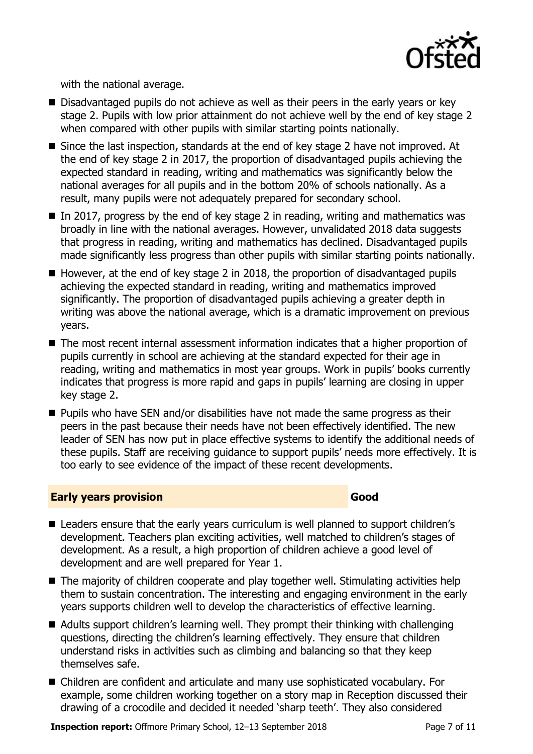with the national average.

- Disadvantaged pupils do not achieve as well as their peers in the early years or key stage 2. Pupils with low prior attainment do not achieve well by the end of key stage 2 when compared with other pupils with similar starting points nationally.
- Since the last inspection, standards at the end of key stage 2 have not improved. At the end of key stage 2 in 2017, the proportion of disadvantaged pupils achieving the expected standard in reading, writing and mathematics was significantly below the national averages for all pupils and in the bottom 20% of schools nationally. As a result, many pupils were not adequately prepared for secondary school.
- In 2017, progress by the end of key stage 2 in reading, writing and mathematics was broadly in line with the national averages. However, unvalidated 2018 data suggests that progress in reading, writing and mathematics has declined. Disadvantaged pupils made significantly less progress than other pupils with similar starting points nationally.
- However, at the end of key stage 2 in 2018, the proportion of disadvantaged pupils achieving the expected standard in reading, writing and mathematics improved significantly. The proportion of disadvantaged pupils achieving a greater depth in writing was above the national average, which is a dramatic improvement on previous years.
- The most recent internal assessment information indicates that a higher proportion of pupils currently in school are achieving at the standard expected for their age in reading, writing and mathematics in most year groups. Work in pupils' books currently indicates that progress is more rapid and gaps in pupils' learning are closing in upper key stage 2.
- Pupils who have SEN and/or disabilities have not made the same progress as their peers in the past because their needs have not been effectively identified. The new leader of SEN has now put in place effective systems to identify the additional needs of these pupils. Staff are receiving guidance to support pupils' needs more effectively. It is too early to see evidence of the impact of these recent developments.

## Early years provision — Good

- Leaders ensure that the early years curriculum is well planned to support children's development. Teachers plan exciting activities, well matched to children's stages of development. As a result, a high proportion of children achieve a good level of development and are well prepared for Year 1.
- The majority of children cooperate and play together well. Stimulating activities help them to sustain concentration. The interesting and engaging environment in the early years supports children well to develop the characteristics of effective learning.
- Adults support children's learning well. They prompt their thinking with challenging questions, directing the children's learning effectively. They ensure that children understand risks in activities such as climbing and balancing so that they keep themselves safe.
- Children are confident and articulate and many use sophisticated vocabulary. For example, some children working together on a story map in Reception discussed their drawing of a crocodile and decided it needed 'sharp teeth'. They also considered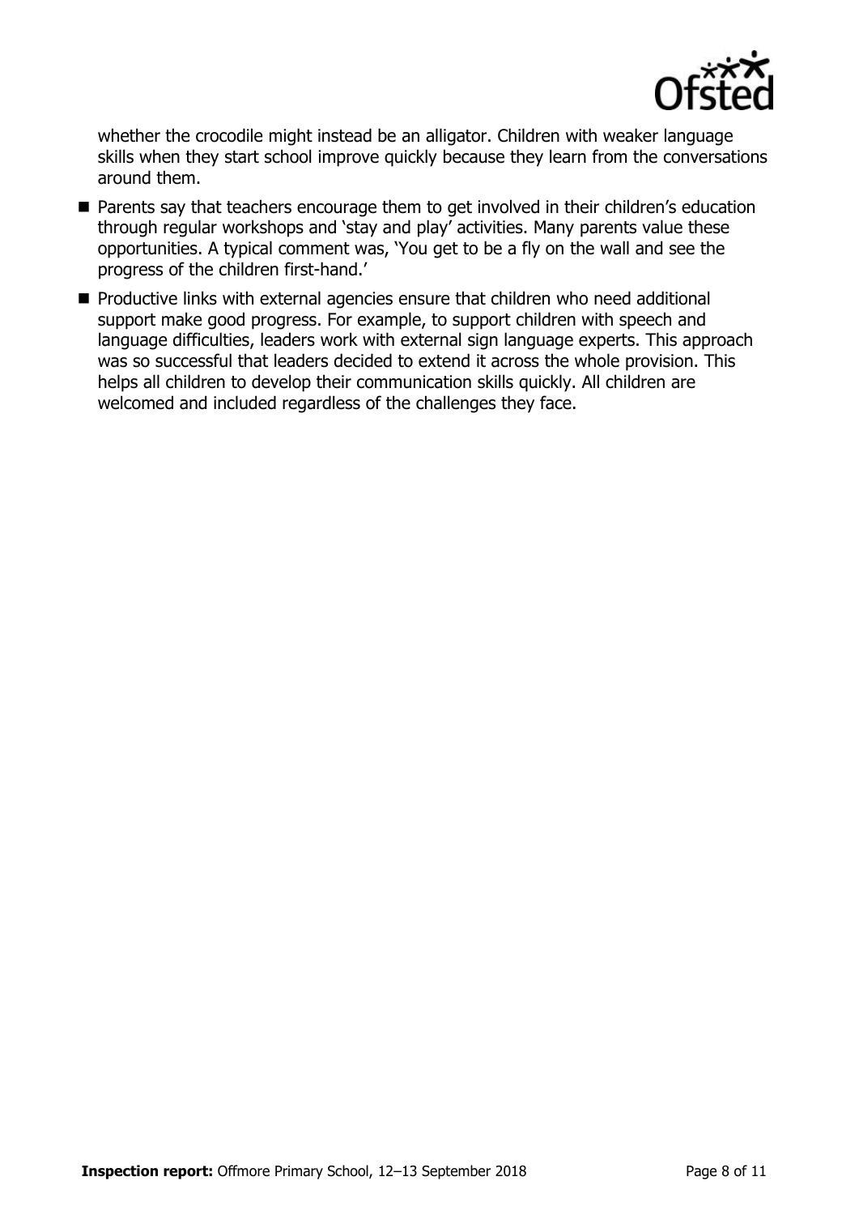whether the crocodile might instead be an alligator. Children with weaker language skills when they start school improve quickly because they learn from the conversations around them.

- Parents say that teachers encourage them to get involved in their children's education through regular workshops and 'stay and play' activities. Many parents value these opportunities. A typical comment was, 'You get to be a fly on the wall and see the progress of the children first-hand.'
- Productive links with external agencies ensure that children who need additional support make good progress. For example, to support children with speech and language difficulties, leaders work with external sign language experts. This approach was so successful that leaders decided to extend it across the whole provision. This helps all children to develop their communication skills quickly. All children are welcomed and included regardless of the challenges they face.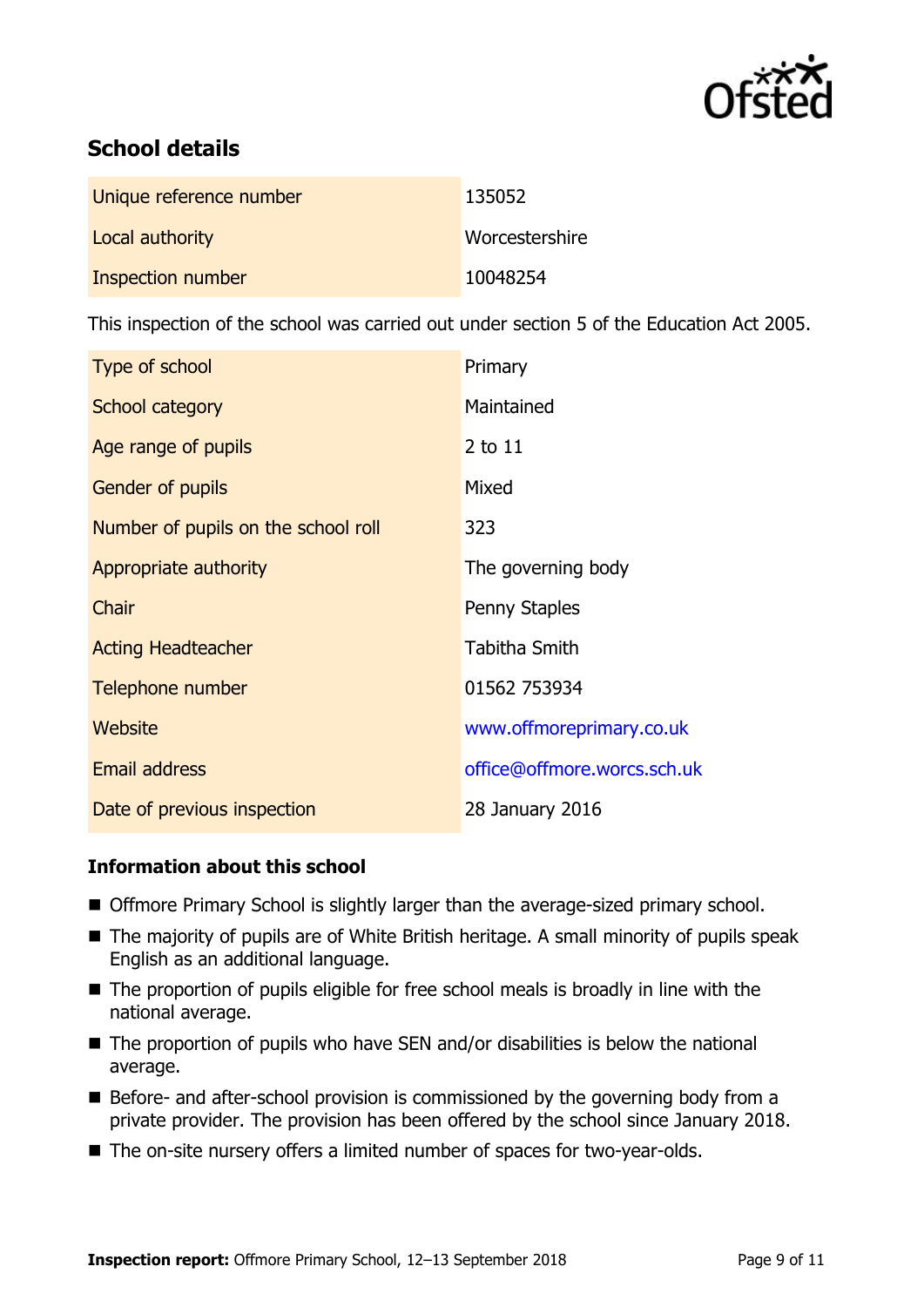## School details

| | |
|---|---|
| Unique reference number | 135052 |
| Local authority | Worcestershire |
| Inspection number | 10048254 |

This inspection of the school was carried out under section 5 of the Education Act 2005.

| | |
|---|---|
| Type of school | Primary |
| School category | Maintained |
| Age range of pupils | 2 to 11 |
| Gender of pupils | Mixed |
| Number of pupils on the school roll | 323 |
| Appropriate authority | The governing body |
| Chair | Penny Staples |
| Acting Headteacher | Tabitha Smith |
| Telephone number | 01562 753934 |
| Website | www.offmoreprimary.co.uk |
| Email address | office@offmore.worcs.sch.uk |
| Date of previous inspection | 28 January 2016 |

### Information about this school

- Offmore Primary School is slightly larger than the average-sized primary school.
- The majority of pupils are of White British heritage. A small minority of pupils speak English as an additional language.
- The proportion of pupils eligible for free school meals is broadly in line with the national average.
- The proportion of pupils who have SEN and/or disabilities is below the national average.
- Before- and after-school provision is commissioned by the governing body from a private provider. The provision has been offered by the school since January 2018.
- The on-site nursery offers a limited number of spaces for two-year-olds.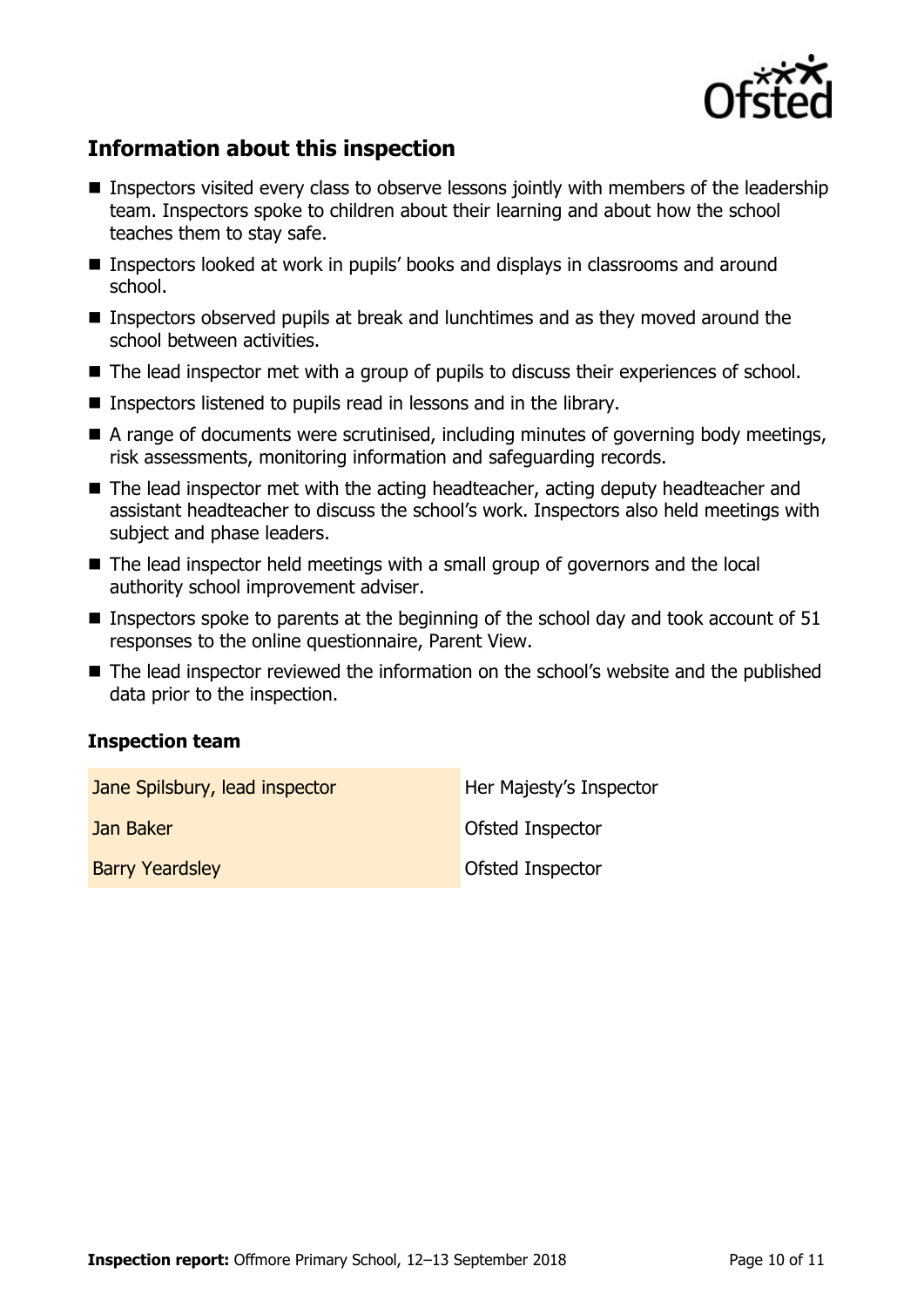## Information about this inspection

- Inspectors visited every class to observe lessons jointly with members of the leadership team. Inspectors spoke to children about their learning and about how the school teaches them to stay safe.
- Inspectors looked at work in pupils' books and displays in classrooms and around school.
- Inspectors observed pupils at break and lunchtimes and as they moved around the school between activities.
- The lead inspector met with a group of pupils to discuss their experiences of school.
- Inspectors listened to pupils read in lessons and in the library.
- A range of documents were scrutinised, including minutes of governing body meetings, risk assessments, monitoring information and safeguarding records.
- The lead inspector met with the acting headteacher, acting deputy headteacher and assistant headteacher to discuss the school's work. Inspectors also held meetings with subject and phase leaders.
- The lead inspector held meetings with a small group of governors and the local authority school improvement adviser.
- Inspectors spoke to parents at the beginning of the school day and took account of 51 responses to the online questionnaire, Parent View.
- The lead inspector reviewed the information on the school's website and the published data prior to the inspection.

### Inspection team

| | |
|---|---|
| Jane Spilsbury, lead inspector | Her Majesty's Inspector |
| Jan Baker | Ofsted Inspector |
| Barry Yeardsley | Ofsted Inspector |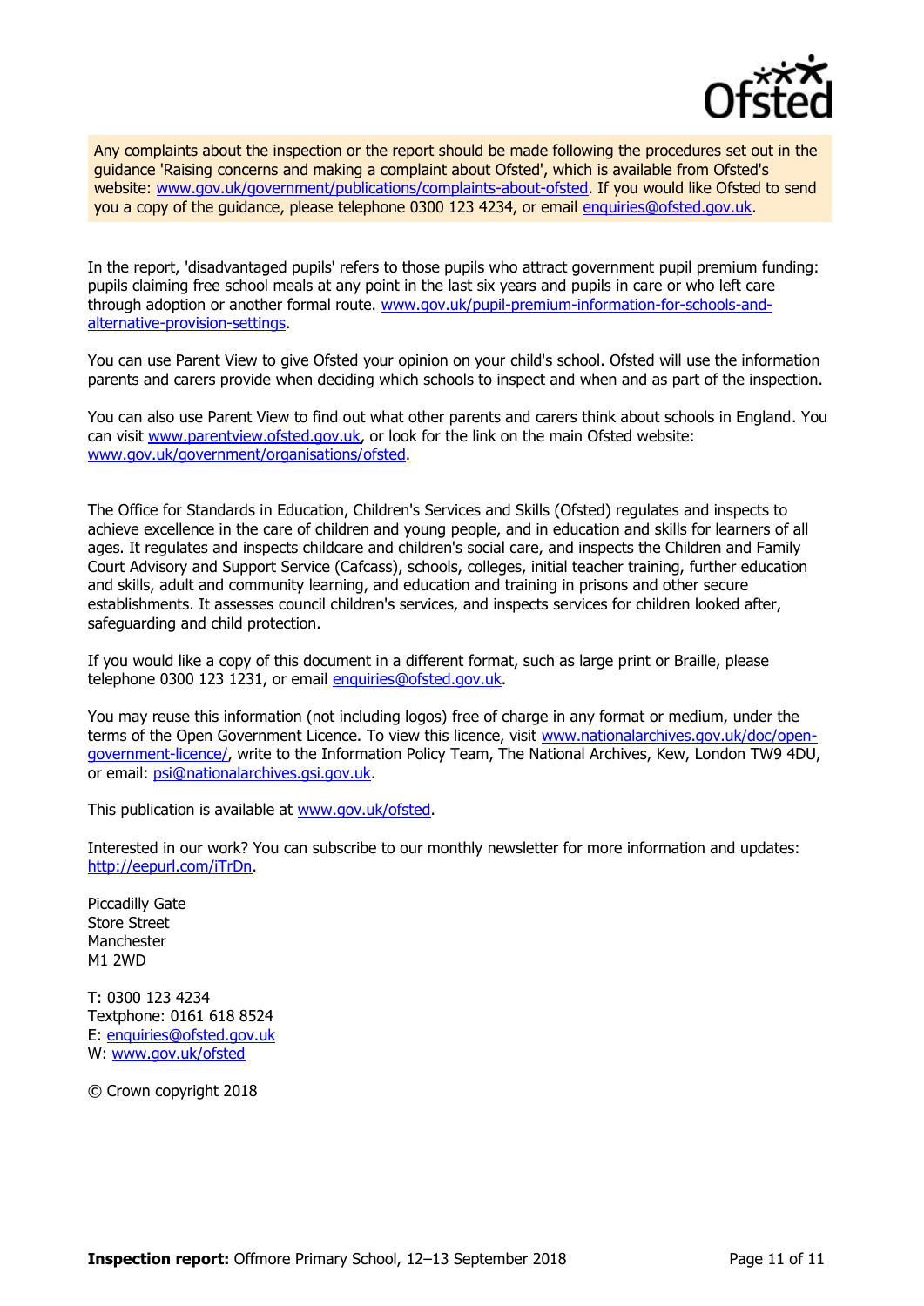Any complaints about the inspection or the report should be made following the procedures set out in the guidance 'Raising concerns and making a complaint about Ofsted', which is available from Ofsted's website: www.gov.uk/government/publications/complaints-about-ofsted. If you would like Ofsted to send you a copy of the guidance, please telephone 0300 123 4234, or email enquiries@ofsted.gov.uk.

In the report, 'disadvantaged pupils' refers to those pupils who attract government pupil premium funding: pupils claiming free school meals at any point in the last six years and pupils in care or who left care through adoption or another formal route. www.gov.uk/pupil-premium-information-for-schools-and-alternative-provision-settings.

You can use Parent View to give Ofsted your opinion on your child's school. Ofsted will use the information parents and carers provide when deciding which schools to inspect and when and as part of the inspection.

You can also use Parent View to find out what other parents and carers think about schools in England. You can visit www.parentview.ofsted.gov.uk, or look for the link on the main Ofsted website: www.gov.uk/government/organisations/ofsted.

The Office for Standards in Education, Children's Services and Skills (Ofsted) regulates and inspects to achieve excellence in the care of children and young people, and in education and skills for learners of all ages. It regulates and inspects childcare and children's social care, and inspects the Children and Family Court Advisory and Support Service (Cafcass), schools, colleges, initial teacher training, further education and skills, adult and community learning, and education and training in prisons and other secure establishments. It assesses council children's services, and inspects services for children looked after, safeguarding and child protection.

If you would like a copy of this document in a different format, such as large print or Braille, please telephone 0300 123 1231, or email enquiries@ofsted.gov.uk.

You may reuse this information (not including logos) free of charge in any format or medium, under the terms of the Open Government Licence. To view this licence, visit www.nationalarchives.gov.uk/doc/open-government-licence/, write to the Information Policy Team, The National Archives, Kew, London TW9 4DU, or email: psi@nationalarchives.gsi.gov.uk.

This publication is available at www.gov.uk/ofsted.

Interested in our work? You can subscribe to our monthly newsletter for more information and updates: http://eepurl.com/iTrDn.

Piccadilly Gate
Store Street
Manchester
M1 2WD

T: 0300 123 4234
Textphone: 0161 618 8524
E: enquiries@ofsted.gov.uk
W: www.gov.uk/ofsted

© Crown copyright 2018